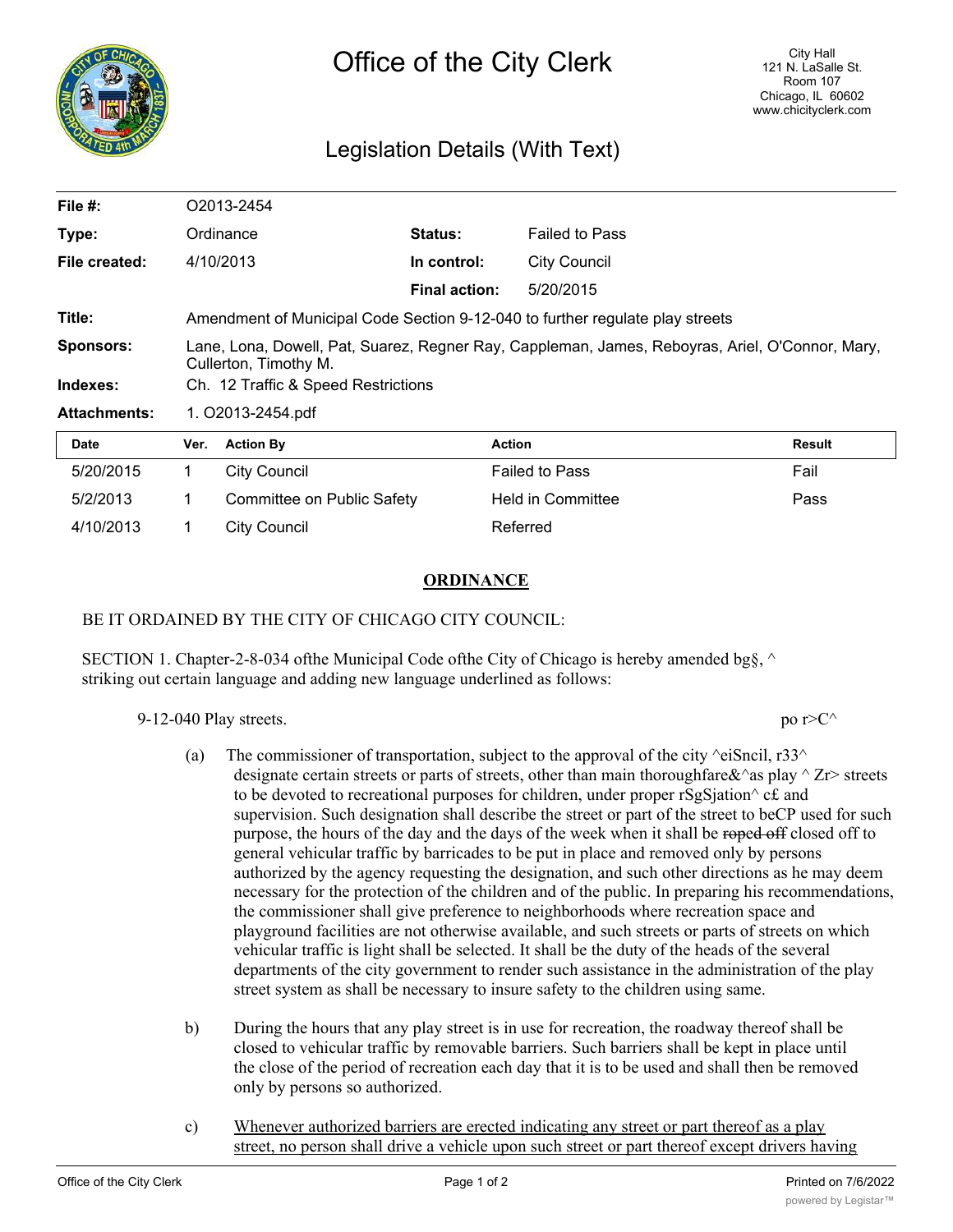# Office of the City Clerk

City Hall
121 N. LaSalle St.
Room 107
Chicago, IL 60602
www.chicityclerk.com

## Legislation Details (With Text)

| | | | |
|---|---|---|---|
| **File #:** | O2013-2454 | | |
| **Type:** | Ordinance | **Status:** | Failed to Pass |
| **File created:** | 4/10/2013 | **In control:** | City Council |
| | | **Final action:** | 5/20/2015 |
| **Title:** | Amendment of Municipal Code Section 9-12-040 to further regulate play streets | | |
| **Sponsors:** | Lane, Lona, Dowell, Pat, Suarez, Regner Ray, Cappleman, James, Reboyras, Ariel, O'Connor, Mary, Cullerton, Timothy M. | | |
| **Indexes:** | Ch. 12 Traffic & Speed Restrictions | | |
| **Attachments:** | 1. O2013-2454.pdf | | |

| Date | Ver. | Action By | Action | Result |
|---|---|---|---|---|
| 5/20/2015 | 1 | City Council | Failed to Pass | Fail |
| 5/2/2013 | 1 | Committee on Public Safety | Held in Committee | Pass |
| 4/10/2013 | 1 | City Council | Referred | |

**ORDINANCE**

BE IT ORDAINED BY THE CITY OF CHICAGO CITY COUNCIL:

SECTION 1. Chapter-2-8-034 ofthe Municipal Code ofthe City of Chicago is hereby amended bg§, ^ striking out certain language and adding new language underlined as follows:

9-12-040 Play streets. po r>C^

(a) The commissioner of transportation, subject to the approval of the city ^eiSncil, r33^ designate certain streets or parts of streets, other than main thoroughfare&^as play ^ Zr> streets to be devoted to recreational purposes for children, under proper rSgSjation^ c£ and supervision. Such designation shall describe the street or part of the street to beCP used for such purpose, the hours of the day and the days of the week when it shall be ~~roped off~~ closed off to general vehicular traffic by barricades to be put in place and removed only by persons authorized by the agency requesting the designation, and such other directions as he may deem necessary for the protection of the children and of the public. In preparing his recommendations, the commissioner shall give preference to neighborhoods where recreation space and playground facilities are not otherwise available, and such streets or parts of streets on which vehicular traffic is light shall be selected. It shall be the duty of the heads of the several departments of the city government to render such assistance in the administration of the play street system as shall be necessary to insure safety to the children using same.

b) During the hours that any play street is in use for recreation, the roadway thereof shall be closed to vehicular traffic by removable barriers. Such barriers shall be kept in place until the close of the period of recreation each day that it is to be used and shall then be removed only by persons so authorized.

c) <u>Whenever authorized barriers are erected indicating any street or part thereof as a play street, no person shall drive a vehicle upon such street or part thereof except drivers having</u>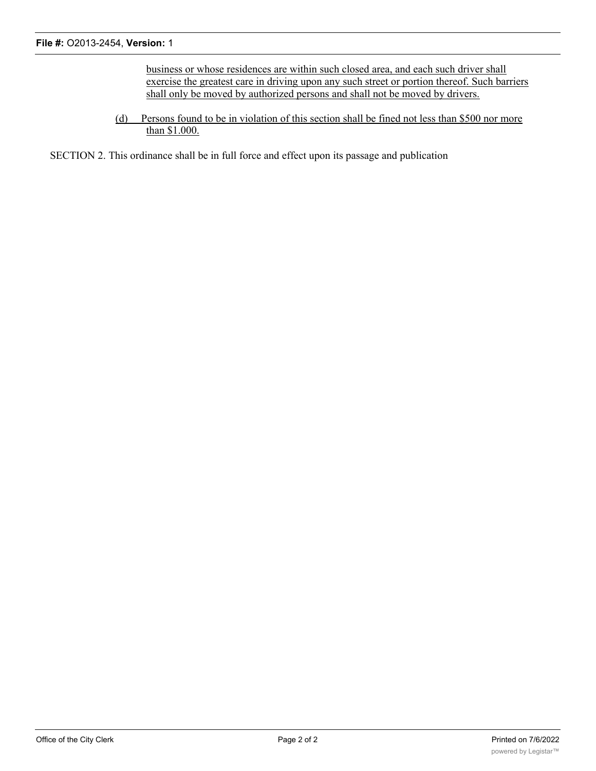business or whose residences are within such closed area, and each such driver shall exercise the greatest care in driving upon any such street or portion thereof. Such barriers shall only be moved by authorized persons and shall not be moved by drivers.

(d) Persons found to be in violation of this section shall be fined not less than $500 nor more than $1.000.

SECTION 2. This ordinance shall be in full force and effect upon its passage and publication